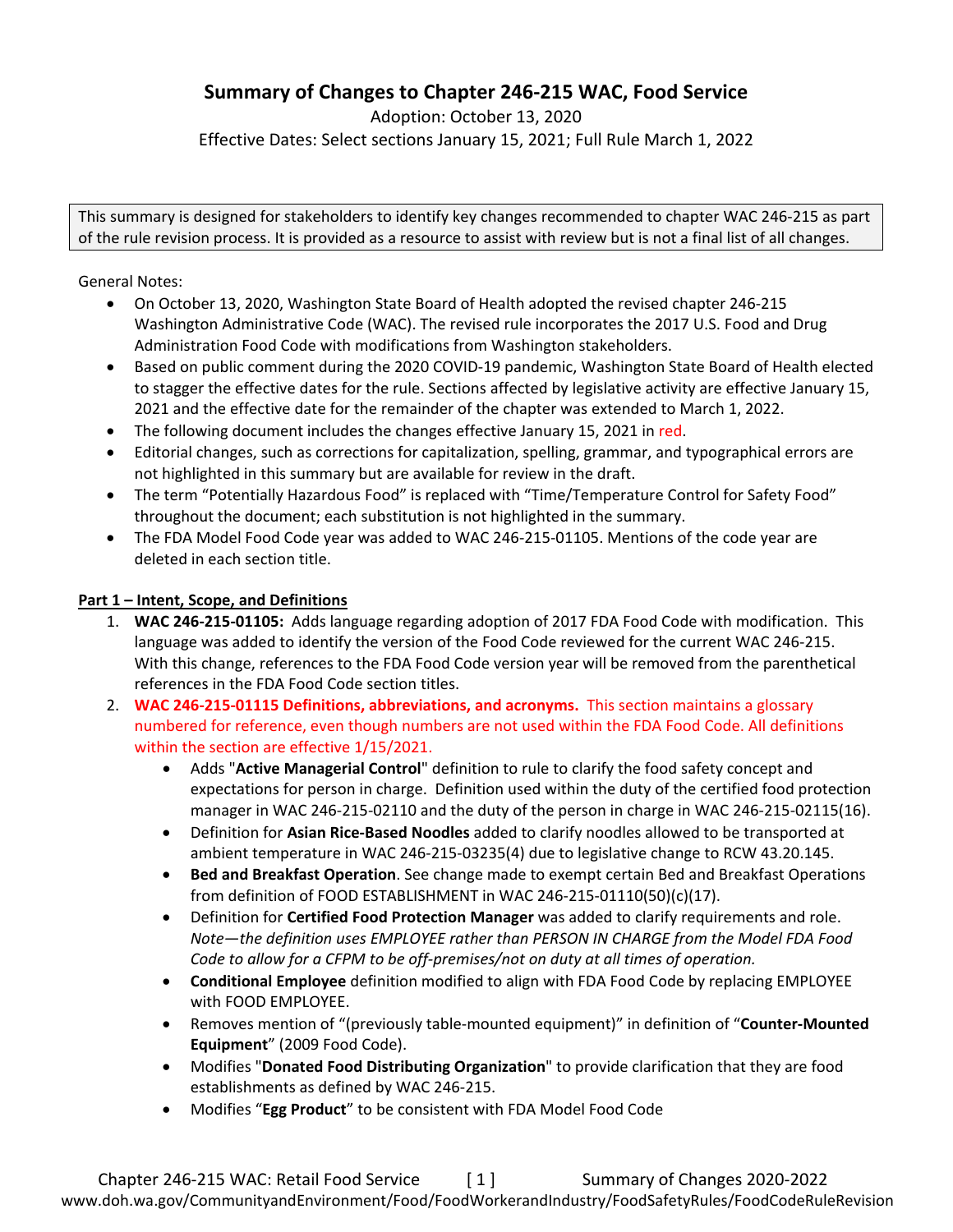# Summary of Changes to Chapter 246-215 WAC, Food Service

Adoption: October 13, 2020

Effective Dates: Select sections January 15, 2021; Full Rule March 1, 2022

> This summary is designed for stakeholders to identify key changes recommended to chapter WAC 246-215 as part of the rule revision process. It is provided as a resource to assist with review but is not a final list of all changes.

General Notes:

- On October 13, 2020, Washington State Board of Health adopted the revised chapter 246-215 Washington Administrative Code (WAC). The revised rule incorporates the 2017 U.S. Food and Drug Administration Food Code with modifications from Washington stakeholders.
- Based on public comment during the 2020 COVID-19 pandemic, Washington State Board of Health elected to stagger the effective dates for the rule. Sections affected by legislative activity are effective January 15, 2021 and the effective date for the remainder of the chapter was extended to March 1, 2022.
- The following document includes the changes effective January 15, 2021 in red.
- Editorial changes, such as corrections for capitalization, spelling, grammar, and typographical errors are not highlighted in this summary but are available for review in the draft.
- The term "Potentially Hazardous Food" is replaced with "Time/Temperature Control for Safety Food" throughout the document; each substitution is not highlighted in the summary.
- The FDA Model Food Code year was added to WAC 246-215-01105. Mentions of the code year are deleted in each section title.

## Part 1 – Intent, Scope, and Definitions

1. **WAC 246-215-01105:** Adds language regarding adoption of 2017 FDA Food Code with modification. This language was added to identify the version of the Food Code reviewed for the current WAC 246-215. With this change, references to the FDA Food Code version year will be removed from the parenthetical references in the FDA Food Code section titles.
2. **WAC 246-215-01115 Definitions, abbreviations, and acronyms.** This section maintains a glossary numbered for reference, even though numbers are not used within the FDA Food Code. All definitions within the section are effective 1/15/2021.
   - Adds "**Active Managerial Control**" definition to rule to clarify the food safety concept and expectations for person in charge. Definition used within the duty of the certified food protection manager in WAC 246-215-02110 and the duty of the person in charge in WAC 246-215-02115(16).
   - Definition for **Asian Rice-Based Noodles** added to clarify noodles allowed to be transported at ambient temperature in WAC 246-215-03235(4) due to legislative change to RCW 43.20.145.
   - **Bed and Breakfast Operation**. See change made to exempt certain Bed and Breakfast Operations from definition of FOOD ESTABLISHMENT in WAC 246-215-01110(50)(c)(17).
   - Definition for **Certified Food Protection Manager** was added to clarify requirements and role. *Note—the definition uses EMPLOYEE rather than PERSON IN CHARGE from the Model FDA Food Code to allow for a CFPM to be off-premises/not on duty at all times of operation.*
   - **Conditional Employee** definition modified to align with FDA Food Code by replacing EMPLOYEE with FOOD EMPLOYEE.
   - Removes mention of "(previously table-mounted equipment)" in definition of "**Counter-Mounted Equipment**" (2009 Food Code).
   - Modifies "**Donated Food Distributing Organization**" to provide clarification that they are food establishments as defined by WAC 246-215.
   - Modifies "**Egg Product**" to be consistent with FDA Model Food Code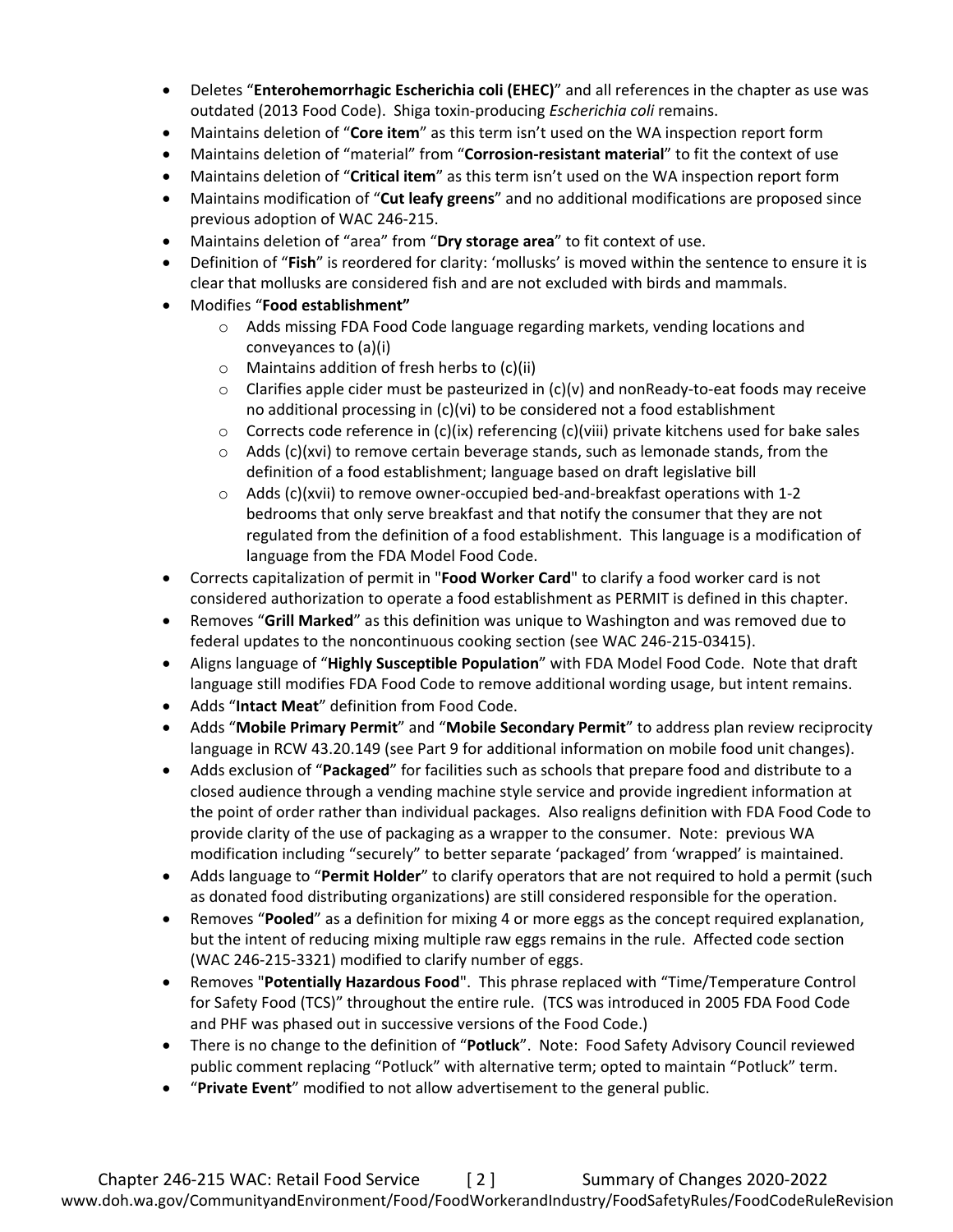- Deletes "**Enterohemorrhagic Escherichia coli (EHEC)**" and all references in the chapter as use was outdated (2013 Food Code). Shiga toxin-producing *Escherichia coli* remains.
- Maintains deletion of "**Core item**" as this term isn't used on the WA inspection report form
- Maintains deletion of "material" from "**Corrosion-resistant material**" to fit the context of use
- Maintains deletion of "**Critical item**" as this term isn't used on the WA inspection report form
- Maintains modification of "**Cut leafy greens**" and no additional modifications are proposed since previous adoption of WAC 246-215.
- Maintains deletion of "area" from "**Dry storage area**" to fit context of use.
- Definition of "**Fish**" is reordered for clarity: 'mollusks' is moved within the sentence to ensure it is clear that mollusks are considered fish and are not excluded with birds and mammals.
- Modifies "**Food establishment"**
  - Adds missing FDA Food Code language regarding markets, vending locations and conveyances to (a)(i)
  - Maintains addition of fresh herbs to (c)(ii)
  - Clarifies apple cider must be pasteurized in (c)(v) and nonReady-to-eat foods may receive no additional processing in (c)(vi) to be considered not a food establishment
  - Corrects code reference in (c)(ix) referencing (c)(viii) private kitchens used for bake sales
  - Adds (c)(xvi) to remove certain beverage stands, such as lemonade stands, from the definition of a food establishment; language based on draft legislative bill
  - Adds (c)(xvii) to remove owner-occupied bed-and-breakfast operations with 1-2 bedrooms that only serve breakfast and that notify the consumer that they are not regulated from the definition of a food establishment. This language is a modification of language from the FDA Model Food Code.
- Corrects capitalization of permit in "**Food Worker Card**" to clarify a food worker card is not considered authorization to operate a food establishment as PERMIT is defined in this chapter.
- Removes "**Grill Marked**" as this definition was unique to Washington and was removed due to federal updates to the noncontinuous cooking section (see WAC 246-215-03415).
- Aligns language of "**Highly Susceptible Population**" with FDA Model Food Code. Note that draft language still modifies FDA Food Code to remove additional wording usage, but intent remains.
- Adds "**Intact Meat**" definition from Food Code.
- Adds "**Mobile Primary Permit**" and "**Mobile Secondary Permit**" to address plan review reciprocity language in RCW 43.20.149 (see Part 9 for additional information on mobile food unit changes).
- Adds exclusion of "**Packaged**" for facilities such as schools that prepare food and distribute to a closed audience through a vending machine style service and provide ingredient information at the point of order rather than individual packages. Also realigns definition with FDA Food Code to provide clarity of the use of packaging as a wrapper to the consumer. Note: previous WA modification including "securely" to better separate 'packaged' from 'wrapped' is maintained.
- Adds language to "**Permit Holder**" to clarify operators that are not required to hold a permit (such as donated food distributing organizations) are still considered responsible for the operation.
- Removes "**Pooled**" as a definition for mixing 4 or more eggs as the concept required explanation, but the intent of reducing mixing multiple raw eggs remains in the rule. Affected code section (WAC 246-215-3321) modified to clarify number of eggs.
- Removes "**Potentially Hazardous Food**". This phrase replaced with "Time/Temperature Control for Safety Food (TCS)" throughout the entire rule. (TCS was introduced in 2005 FDA Food Code and PHF was phased out in successive versions of the Food Code.)
- There is no change to the definition of "**Potluck**". Note: Food Safety Advisory Council reviewed public comment replacing "Potluck" with alternative term; opted to maintain "Potluck" term.
- "**Private Event**" modified to not allow advertisement to the general public.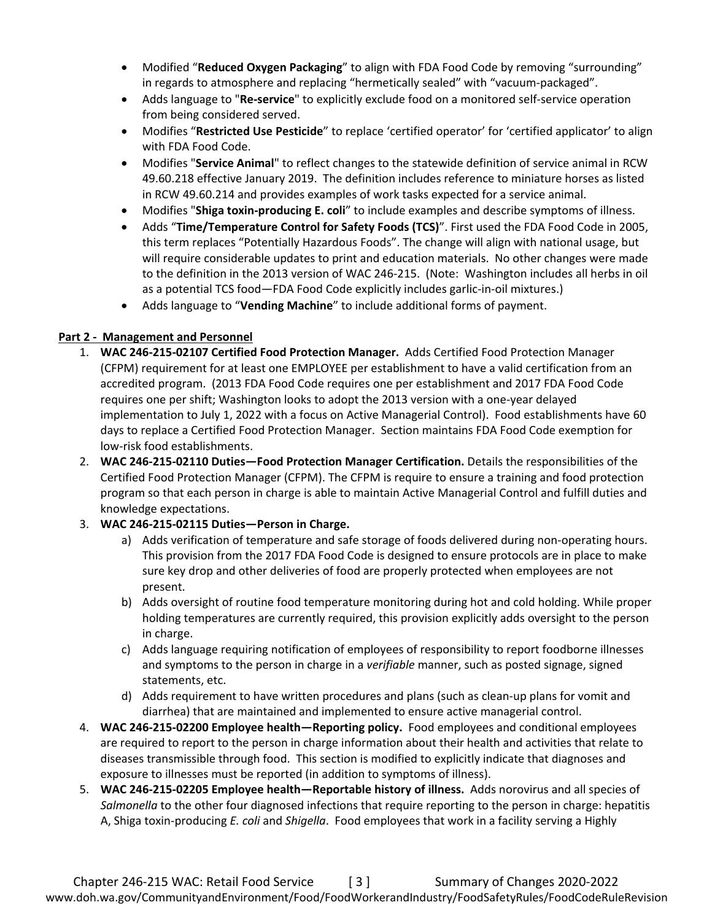- Modified "**Reduced Oxygen Packaging**" to align with FDA Food Code by removing "surrounding" in regards to atmosphere and replacing "hermetically sealed" with "vacuum-packaged".
- Adds language to "**Re-service**" to explicitly exclude food on a monitored self-service operation from being considered served.
- Modifies "**Restricted Use Pesticide**" to replace 'certified operator' for 'certified applicator' to align with FDA Food Code.
- Modifies "**Service Animal**" to reflect changes to the statewide definition of service animal in RCW 49.60.218 effective January 2019. The definition includes reference to miniature horses as listed in RCW 49.60.214 and provides examples of work tasks expected for a service animal.
- Modifies "**Shiga toxin-producing E. coli**" to include examples and describe symptoms of illness.
- Adds "**Time/Temperature Control for Safety Foods (TCS)**". First used the FDA Food Code in 2005, this term replaces "Potentially Hazardous Foods". The change will align with national usage, but will require considerable updates to print and education materials. No other changes were made to the definition in the 2013 version of WAC 246-215. (Note: Washington includes all herbs in oil as a potential TCS food—FDA Food Code explicitly includes garlic-in-oil mixtures.)
- Adds language to "**Vending Machine**" to include additional forms of payment.

**Part 2 - Management and Personnel**

1. **WAC 246-215-02107 Certified Food Protection Manager.** Adds Certified Food Protection Manager (CFPM) requirement for at least one EMPLOYEE per establishment to have a valid certification from an accredited program. (2013 FDA Food Code requires one per establishment and 2017 FDA Food Code requires one per shift; Washington looks to adopt the 2013 version with a one-year delayed implementation to July 1, 2022 with a focus on Active Managerial Control). Food establishments have 60 days to replace a Certified Food Protection Manager. Section maintains FDA Food Code exemption for low-risk food establishments.
2. **WAC 246-215-02110 Duties—Food Protection Manager Certification.** Details the responsibilities of the Certified Food Protection Manager (CFPM). The CFPM is require to ensure a training and food protection program so that each person in charge is able to maintain Active Managerial Control and fulfill duties and knowledge expectations.
3. **WAC 246-215-02115 Duties—Person in Charge.**
   a) Adds verification of temperature and safe storage of foods delivered during non-operating hours. This provision from the 2017 FDA Food Code is designed to ensure protocols are in place to make sure key drop and other deliveries of food are properly protected when employees are not present.
   b) Adds oversight of routine food temperature monitoring during hot and cold holding. While proper holding temperatures are currently required, this provision explicitly adds oversight to the person in charge.
   c) Adds language requiring notification of employees of responsibility to report foodborne illnesses and symptoms to the person in charge in a *verifiable* manner, such as posted signage, signed statements, etc.
   d) Adds requirement to have written procedures and plans (such as clean-up plans for vomit and diarrhea) that are maintained and implemented to ensure active managerial control.
4. **WAC 246-215-02200 Employee health—Reporting policy.** Food employees and conditional employees are required to report to the person in charge information about their health and activities that relate to diseases transmissible through food. This section is modified to explicitly indicate that diagnoses and exposure to illnesses must be reported (in addition to symptoms of illness).
5. **WAC 246-215-02205 Employee health—Reportable history of illness.** Adds norovirus and all species of *Salmonella* to the other four diagnosed infections that require reporting to the person in charge: hepatitis A, Shiga toxin-producing *E. coli* and *Shigella*. Food employees that work in a facility serving a Highly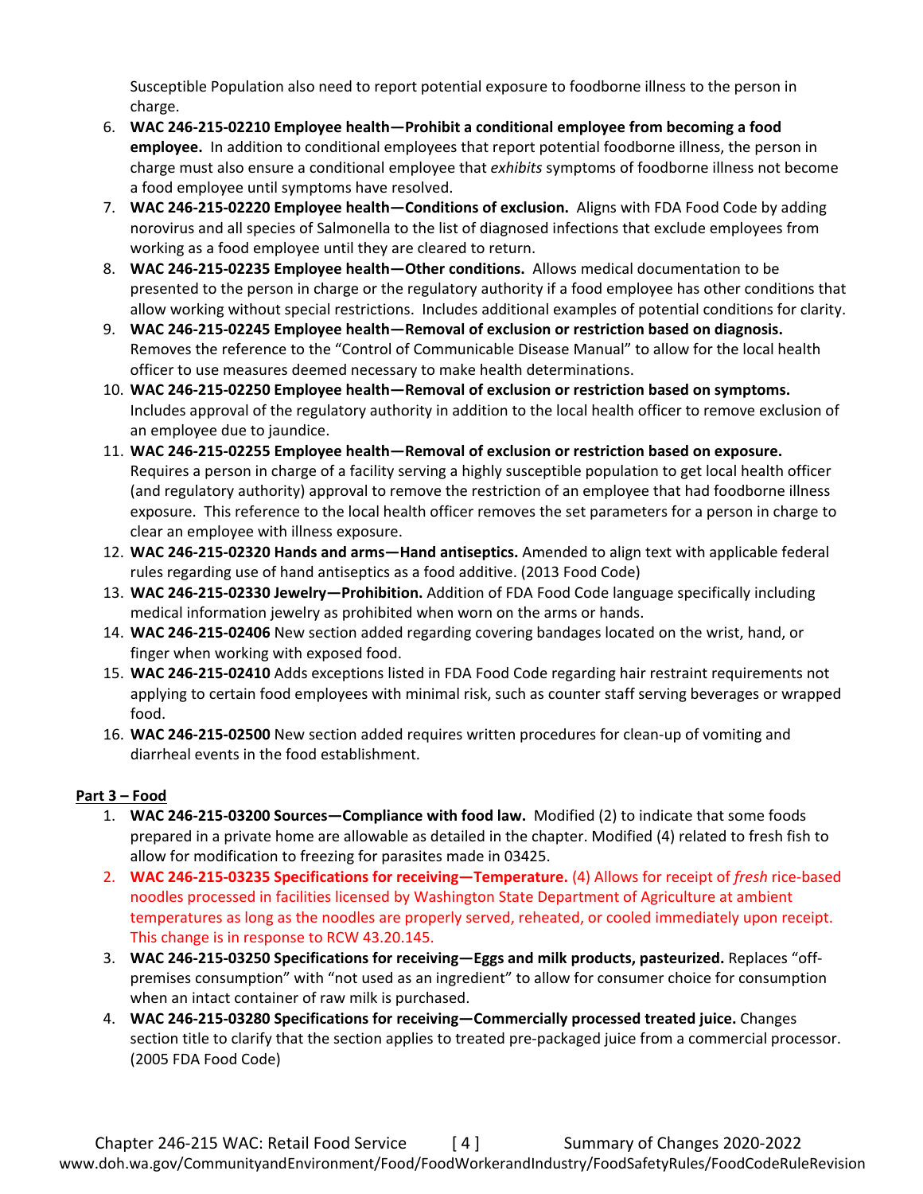Susceptible Population also need to report potential exposure to foodborne illness to the person in charge.

6. **WAC 246-215-02210 Employee health—Prohibit a conditional employee from becoming a food employee.** In addition to conditional employees that report potential foodborne illness, the person in charge must also ensure a conditional employee that *exhibits* symptoms of foodborne illness not become a food employee until symptoms have resolved.
7. **WAC 246-215-02220 Employee health—Conditions of exclusion.** Aligns with FDA Food Code by adding norovirus and all species of Salmonella to the list of diagnosed infections that exclude employees from working as a food employee until they are cleared to return.
8. **WAC 246-215-02235 Employee health—Other conditions.** Allows medical documentation to be presented to the person in charge or the regulatory authority if a food employee has other conditions that allow working without special restrictions. Includes additional examples of potential conditions for clarity.
9. **WAC 246-215-02245 Employee health—Removal of exclusion or restriction based on diagnosis.** Removes the reference to the "Control of Communicable Disease Manual" to allow for the local health officer to use measures deemed necessary to make health determinations.
10. **WAC 246-215-02250 Employee health—Removal of exclusion or restriction based on symptoms.** Includes approval of the regulatory authority in addition to the local health officer to remove exclusion of an employee due to jaundice.
11. **WAC 246-215-02255 Employee health—Removal of exclusion or restriction based on exposure.** Requires a person in charge of a facility serving a highly susceptible population to get local health officer (and regulatory authority) approval to remove the restriction of an employee that had foodborne illness exposure. This reference to the local health officer removes the set parameters for a person in charge to clear an employee with illness exposure.
12. **WAC 246-215-02320 Hands and arms—Hand antiseptics.** Amended to align text with applicable federal rules regarding use of hand antiseptics as a food additive. (2013 Food Code)
13. **WAC 246-215-02330 Jewelry—Prohibition.** Addition of FDA Food Code language specifically including medical information jewelry as prohibited when worn on the arms or hands.
14. **WAC 246-215-02406** New section added regarding covering bandages located on the wrist, hand, or finger when working with exposed food.
15. **WAC 246-215-02410** Adds exceptions listed in FDA Food Code regarding hair restraint requirements not applying to certain food employees with minimal risk, such as counter staff serving beverages or wrapped food.
16. **WAC 246-215-02500** New section added requires written procedures for clean-up of vomiting and diarrheal events in the food establishment.

**Part 3 – Food**

1. **WAC 246-215-03200 Sources—Compliance with food law.** Modified (2) to indicate that some foods prepared in a private home are allowable as detailed in the chapter. Modified (4) related to fresh fish to allow for modification to freezing for parasites made in 03425.
2. **WAC 246-215-03235 Specifications for receiving—Temperature.** (4) Allows for receipt of *fresh* rice-based noodles processed in facilities licensed by Washington State Department of Agriculture at ambient temperatures as long as the noodles are properly served, reheated, or cooled immediately upon receipt. This change is in response to RCW 43.20.145.
3. **WAC 246-215-03250 Specifications for receiving—Eggs and milk products, pasteurized.** Replaces "off-premises consumption" with "not used as an ingredient" to allow for consumer choice for consumption when an intact container of raw milk is purchased.
4. **WAC 246-215-03280 Specifications for receiving—Commercially processed treated juice.** Changes section title to clarify that the section applies to treated pre-packaged juice from a commercial processor. (2005 FDA Food Code)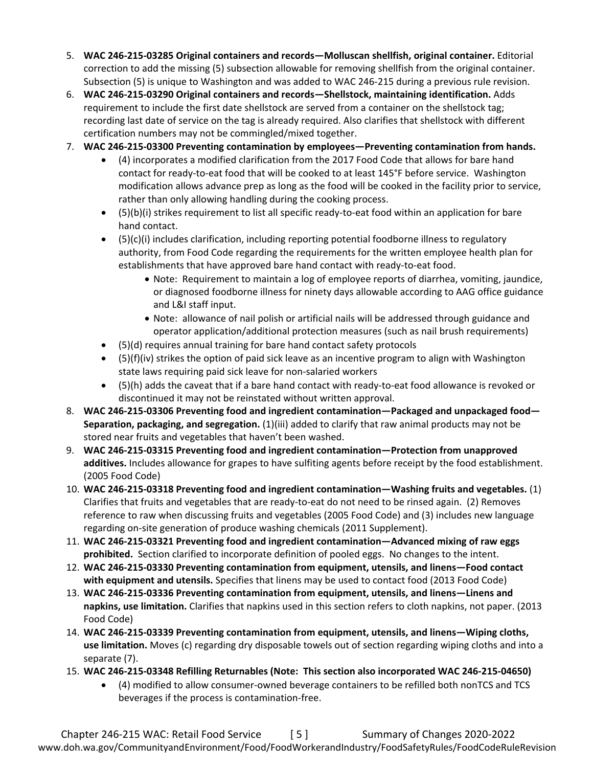5. **WAC 246-215-03285 Original containers and records—Molluscan shellfish, original container.** Editorial correction to add the missing (5) subsection allowable for removing shellfish from the original container. Subsection (5) is unique to Washington and was added to WAC 246-215 during a previous rule revision.
6. **WAC 246-215-03290 Original containers and records—Shellstock, maintaining identification.** Adds requirement to include the first date shellstock are served from a container on the shellstock tag; recording last date of service on the tag is already required. Also clarifies that shellstock with different certification numbers may not be commingled/mixed together.
7. **WAC 246-215-03300 Preventing contamination by employees—Preventing contamination from hands.**
   - (4) incorporates a modified clarification from the 2017 Food Code that allows for bare hand contact for ready-to-eat food that will be cooked to at least 145°F before service. Washington modification allows advance prep as long as the food will be cooked in the facility prior to service, rather than only allowing handling during the cooking process.
   - (5)(b)(i) strikes requirement to list all specific ready-to-eat food within an application for bare hand contact.
   - (5)(c)(i) includes clarification, including reporting potential foodborne illness to regulatory authority, from Food Code regarding the requirements for the written employee health plan for establishments that have approved bare hand contact with ready-to-eat food.
     - Note: Requirement to maintain a log of employee reports of diarrhea, vomiting, jaundice, or diagnosed foodborne illness for ninety days allowable according to AAG office guidance and L&I staff input.
     - Note: allowance of nail polish or artificial nails will be addressed through guidance and operator application/additional protection measures (such as nail brush requirements)
   - (5)(d) requires annual training for bare hand contact safety protocols
   - (5)(f)(iv) strikes the option of paid sick leave as an incentive program to align with Washington state laws requiring paid sick leave for non-salaried workers
   - (5)(h) adds the caveat that if a bare hand contact with ready-to-eat food allowance is revoked or discontinued it may not be reinstated without written approval.
8. **WAC 246-215-03306 Preventing food and ingredient contamination—Packaged and unpackaged food—Separation, packaging, and segregation.** (1)(iii) added to clarify that raw animal products may not be stored near fruits and vegetables that haven't been washed.
9. **WAC 246-215-03315 Preventing food and ingredient contamination—Protection from unapproved additives.** Includes allowance for grapes to have sulfiting agents before receipt by the food establishment. (2005 Food Code)
10. **WAC 246-215-03318 Preventing food and ingredient contamination—Washing fruits and vegetables.** (1) Clarifies that fruits and vegetables that are ready-to-eat do not need to be rinsed again. (2) Removes reference to raw when discussing fruits and vegetables (2005 Food Code) and (3) includes new language regarding on-site generation of produce washing chemicals (2011 Supplement).
11. **WAC 246-215-03321 Preventing food and ingredient contamination—Advanced mixing of raw eggs prohibited.** Section clarified to incorporate definition of pooled eggs. No changes to the intent.
12. **WAC 246-215-03330 Preventing contamination from equipment, utensils, and linens—Food contact with equipment and utensils.** Specifies that linens may be used to contact food (2013 Food Code)
13. **WAC 246-215-03336 Preventing contamination from equipment, utensils, and linens—Linens and napkins, use limitation.** Clarifies that napkins used in this section refers to cloth napkins, not paper. (2013 Food Code)
14. **WAC 246-215-03339 Preventing contamination from equipment, utensils, and linens—Wiping cloths, use limitation.** Moves (c) regarding dry disposable towels out of section regarding wiping cloths and into a separate (7).
15. **WAC 246-215-03348 Refilling Returnables (Note: This section also incorporated WAC 246-215-04650)**
   - (4) modified to allow consumer-owned beverage containers to be refilled both nonTCS and TCS beverages if the process is contamination-free.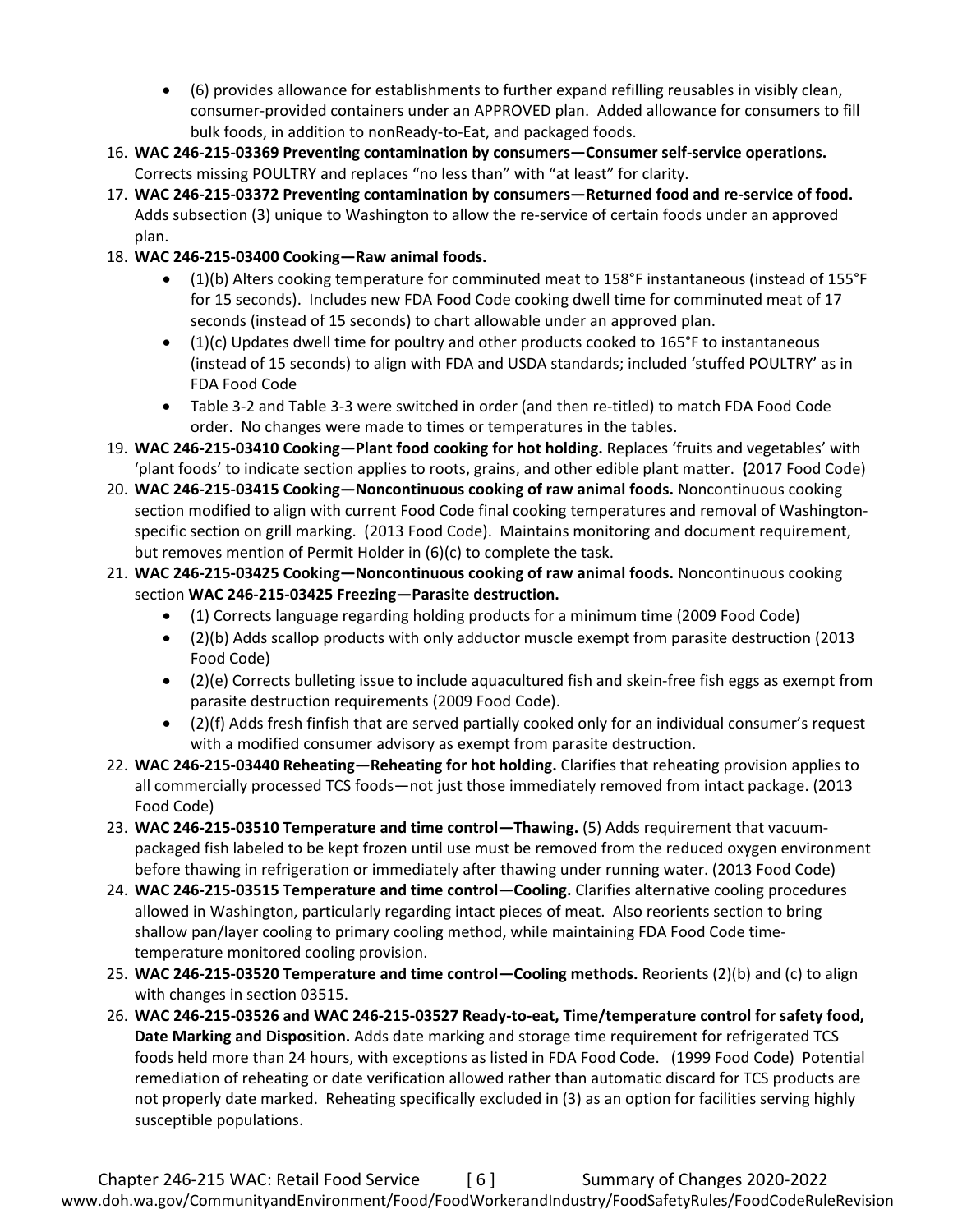- (6) provides allowance for establishments to further expand refilling reusables in visibly clean, consumer-provided containers under an APPROVED plan. Added allowance for consumers to fill bulk foods, in addition to nonReady-to-Eat, and packaged foods.

16. **WAC 246-215-03369 Preventing contamination by consumers—Consumer self-service operations.** Corrects missing POULTRY and replaces "no less than" with "at least" for clarity.
17. **WAC 246-215-03372 Preventing contamination by consumers—Returned food and re-service of food.** Adds subsection (3) unique to Washington to allow the re-service of certain foods under an approved plan.
18. **WAC 246-215-03400 Cooking—Raw animal foods.**
    - (1)(b) Alters cooking temperature for comminuted meat to 158°F instantaneous (instead of 155°F for 15 seconds). Includes new FDA Food Code cooking dwell time for comminuted meat of 17 seconds (instead of 15 seconds) to chart allowable under an approved plan.
    - (1)(c) Updates dwell time for poultry and other products cooked to 165°F to instantaneous (instead of 15 seconds) to align with FDA and USDA standards; included 'stuffed POULTRY' as in FDA Food Code
    - Table 3-2 and Table 3-3 were switched in order (and then re-titled) to match FDA Food Code order. No changes were made to times or temperatures in the tables.
19. **WAC 246-215-03410 Cooking—Plant food cooking for hot holding.** Replaces 'fruits and vegetables' with 'plant foods' to indicate section applies to roots, grains, and other edible plant matter. **(**2017 Food Code)
20. **WAC 246-215-03415 Cooking—Noncontinuous cooking of raw animal foods.** Noncontinuous cooking section modified to align with current Food Code final cooking temperatures and removal of Washington-specific section on grill marking. (2013 Food Code). Maintains monitoring and document requirement, but removes mention of Permit Holder in (6)(c) to complete the task.
21. **WAC 246-215-03425 Cooking—Noncontinuous cooking of raw animal foods.** Noncontinuous cooking section **WAC 246-215-03425 Freezing—Parasite destruction.**
    - (1) Corrects language regarding holding products for a minimum time (2009 Food Code)
    - (2)(b) Adds scallop products with only adductor muscle exempt from parasite destruction (2013 Food Code)
    - (2)(e) Corrects bulleting issue to include aquacultured fish and skein-free fish eggs as exempt from parasite destruction requirements (2009 Food Code).
    - (2)(f) Adds fresh finfish that are served partially cooked only for an individual consumer's request with a modified consumer advisory as exempt from parasite destruction.
22. **WAC 246-215-03440 Reheating—Reheating for hot holding.** Clarifies that reheating provision applies to all commercially processed TCS foods—not just those immediately removed from intact package. (2013 Food Code)
23. **WAC 246-215-03510 Temperature and time control—Thawing.** (5) Adds requirement that vacuum-packaged fish labeled to be kept frozen until use must be removed from the reduced oxygen environment before thawing in refrigeration or immediately after thawing under running water. (2013 Food Code)
24. **WAC 246-215-03515 Temperature and time control—Cooling.** Clarifies alternative cooling procedures allowed in Washington, particularly regarding intact pieces of meat. Also reorients section to bring shallow pan/layer cooling to primary cooling method, while maintaining FDA Food Code time-temperature monitored cooling provision.
25. **WAC 246-215-03520 Temperature and time control—Cooling methods.** Reorients (2)(b) and (c) to align with changes in section 03515.
26. **WAC 246-215-03526 and WAC 246-215-03527 Ready-to-eat, Time/temperature control for safety food, Date Marking and Disposition.** Adds date marking and storage time requirement for refrigerated TCS foods held more than 24 hours, with exceptions as listed in FDA Food Code. (1999 Food Code) Potential remediation of reheating or date verification allowed rather than automatic discard for TCS products are not properly date marked. Reheating specifically excluded in (3) as an option for facilities serving highly susceptible populations.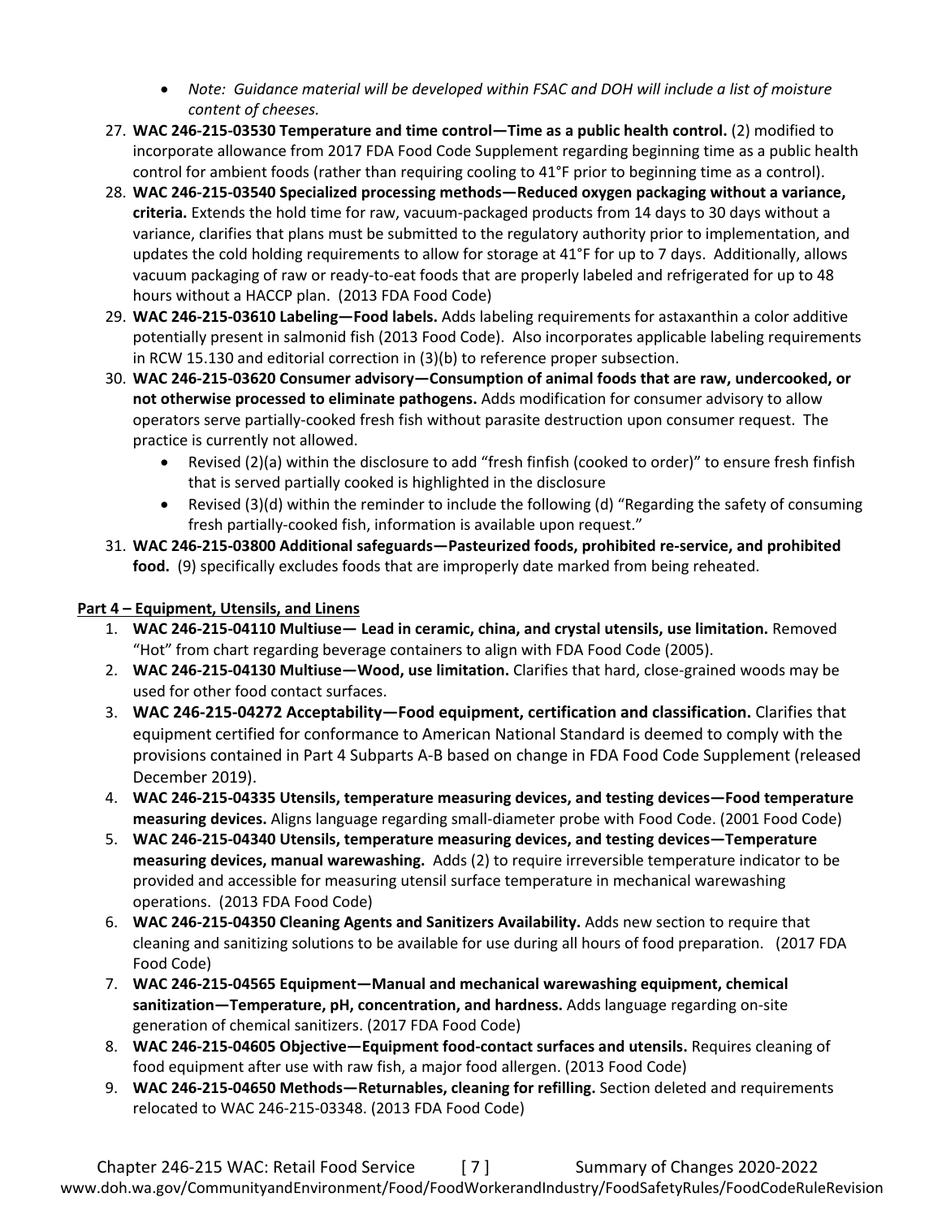- *Note: Guidance material will be developed within FSAC and DOH will include a list of moisture content of cheeses.*

27. **WAC 246-215-03530 Temperature and time control—Time as a public health control.** (2) modified to incorporate allowance from 2017 FDA Food Code Supplement regarding beginning time as a public health control for ambient foods (rather than requiring cooling to 41°F prior to beginning time as a control).
28. **WAC 246-215-03540 Specialized processing methods—Reduced oxygen packaging without a variance, criteria.** Extends the hold time for raw, vacuum-packaged products from 14 days to 30 days without a variance, clarifies that plans must be submitted to the regulatory authority prior to implementation, and updates the cold holding requirements to allow for storage at 41°F for up to 7 days. Additionally, allows vacuum packaging of raw or ready-to-eat foods that are properly labeled and refrigerated for up to 48 hours without a HACCP plan. (2013 FDA Food Code)
29. **WAC 246-215-03610 Labeling—Food labels.** Adds labeling requirements for astaxanthin a color additive potentially present in salmonid fish (2013 Food Code). Also incorporates applicable labeling requirements in RCW 15.130 and editorial correction in (3)(b) to reference proper subsection.
30. **WAC 246-215-03620 Consumer advisory—Consumption of animal foods that are raw, undercooked, or not otherwise processed to eliminate pathogens.** Adds modification for consumer advisory to allow operators serve partially-cooked fresh fish without parasite destruction upon consumer request. The practice is currently not allowed.
    - Revised (2)(a) within the disclosure to add "fresh finfish (cooked to order)" to ensure fresh finfish that is served partially cooked is highlighted in the disclosure
    - Revised (3)(d) within the reminder to include the following (d) "Regarding the safety of consuming fresh partially-cooked fish, information is available upon request."
31. **WAC 246-215-03800 Additional safeguards—Pasteurized foods, prohibited re-service, and prohibited food.** (9) specifically excludes foods that are improperly date marked from being reheated.

**Part 4 – Equipment, Utensils, and Linens**

1. **WAC 246-215-04110 Multiuse— Lead in ceramic, china, and crystal utensils, use limitation.** Removed "Hot" from chart regarding beverage containers to align with FDA Food Code (2005).
2. **WAC 246-215-04130 Multiuse—Wood, use limitation.** Clarifies that hard, close-grained woods may be used for other food contact surfaces.
3. **WAC 246-215-04272 Acceptability—Food equipment, certification and classification.** Clarifies that equipment certified for conformance to American National Standard is deemed to comply with the provisions contained in Part 4 Subparts A-B based on change in FDA Food Code Supplement (released December 2019).
4. **WAC 246-215-04335 Utensils, temperature measuring devices, and testing devices—Food temperature measuring devices.** Aligns language regarding small-diameter probe with Food Code. (2001 Food Code)
5. **WAC 246-215-04340 Utensils, temperature measuring devices, and testing devices—Temperature measuring devices, manual warewashing.** Adds (2) to require irreversible temperature indicator to be provided and accessible for measuring utensil surface temperature in mechanical warewashing operations. (2013 FDA Food Code)
6. **WAC 246-215-04350 Cleaning Agents and Sanitizers Availability.** Adds new section to require that cleaning and sanitizing solutions to be available for use during all hours of food preparation. (2017 FDA Food Code)
7. **WAC 246-215-04565 Equipment—Manual and mechanical warewashing equipment, chemical sanitization—Temperature, pH, concentration, and hardness.** Adds language regarding on-site generation of chemical sanitizers. (2017 FDA Food Code)
8. **WAC 246-215-04605 Objective—Equipment food-contact surfaces and utensils.** Requires cleaning of food equipment after use with raw fish, a major food allergen. (2013 Food Code)
9. **WAC 246-215-04650 Methods—Returnables, cleaning for refilling.** Section deleted and requirements relocated to WAC 246-215-03348. (2013 FDA Food Code)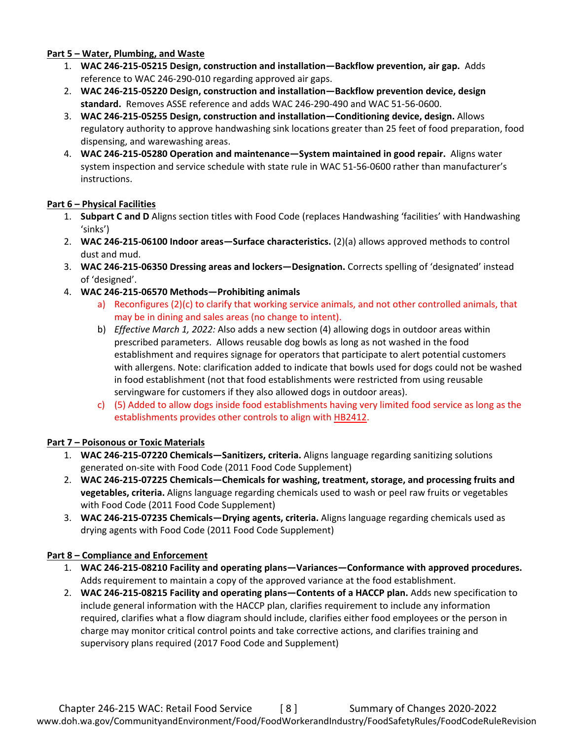**Part 5 – Water, Plumbing, and Waste**

1. **WAC 246-215-05215 Design, construction and installation—Backflow prevention, air gap.** Adds reference to WAC 246-290-010 regarding approved air gaps.
2. **WAC 246-215-05220 Design, construction and installation—Backflow prevention device, design standard.** Removes ASSE reference and adds WAC 246-290-490 and WAC 51-56-0600.
3. **WAC 246-215-05255 Design, construction and installation—Conditioning device, design.** Allows regulatory authority to approve handwashing sink locations greater than 25 feet of food preparation, food dispensing, and warewashing areas.
4. **WAC 246-215-05280 Operation and maintenance—System maintained in good repair.** Aligns water system inspection and service schedule with state rule in WAC 51-56-0600 rather than manufacturer's instructions.

**Part 6 – Physical Facilities**

1. **Subpart C and D** Aligns section titles with Food Code (replaces Handwashing 'facilities' with Handwashing 'sinks')
2. **WAC 246-215-06100 Indoor areas—Surface characteristics.** (2)(a) allows approved methods to control dust and mud.
3. **WAC 246-215-06350 Dressing areas and lockers—Designation.** Corrects spelling of 'designated' instead of 'designed'.
4. **WAC 246-215-06570 Methods—Prohibiting animals**
   a) Reconfigures (2)(c) to clarify that working service animals, and not other controlled animals, that may be in dining and sales areas (no change to intent).
   b) *Effective March 1, 2022:* Also adds a new section (4) allowing dogs in outdoor areas within prescribed parameters. Allows reusable dog bowls as long as not washed in the food establishment and requires signage for operators that participate to alert potential customers with allergens. Note: clarification added to indicate that bowls used for dogs could not be washed in food establishment (not that food establishments were restricted from using reusable servingware for customers if they also allowed dogs in outdoor areas).
   c) (5) Added to allow dogs inside food establishments having very limited food service as long as the establishments provides other controls to align with HB2412.

**Part 7 – Poisonous or Toxic Materials**

1. **WAC 246-215-07220 Chemicals—Sanitizers, criteria.** Aligns language regarding sanitizing solutions generated on-site with Food Code (2011 Food Code Supplement)
2. **WAC 246-215-07225 Chemicals—Chemicals for washing, treatment, storage, and processing fruits and vegetables, criteria.** Aligns language regarding chemicals used to wash or peel raw fruits or vegetables with Food Code (2011 Food Code Supplement)
3. **WAC 246-215-07235 Chemicals—Drying agents, criteria.** Aligns language regarding chemicals used as drying agents with Food Code (2011 Food Code Supplement)

**Part 8 – Compliance and Enforcement**

1. **WAC 246-215-08210 Facility and operating plans—Variances—Conformance with approved procedures.** Adds requirement to maintain a copy of the approved variance at the food establishment.
2. **WAC 246-215-08215 Facility and operating plans—Contents of a HACCP plan.** Adds new specification to include general information with the HACCP plan, clarifies requirement to include any information required, clarifies what a flow diagram should include, clarifies either food employees or the person in charge may monitor critical control points and take corrective actions, and clarifies training and supervisory plans required (2017 Food Code and Supplement)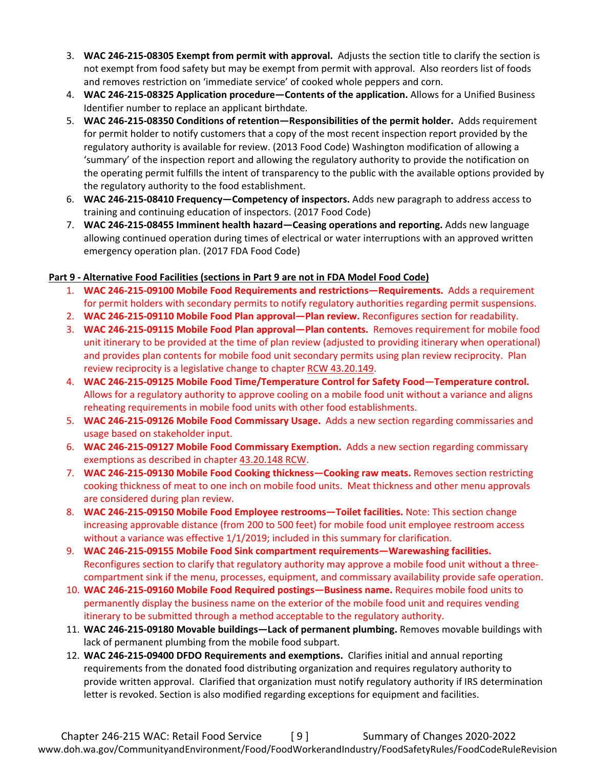3. **WAC 246-215-08305 Exempt from permit with approval.** Adjusts the section title to clarify the section is not exempt from food safety but may be exempt from permit with approval. Also reorders list of foods and removes restriction on 'immediate service' of cooked whole peppers and corn.
4. **WAC 246-215-08325 Application procedure—Contents of the application.** Allows for a Unified Business Identifier number to replace an applicant birthdate.
5. **WAC 246-215-08350 Conditions of retention—Responsibilities of the permit holder.** Adds requirement for permit holder to notify customers that a copy of the most recent inspection report provided by the regulatory authority is available for review. (2013 Food Code) Washington modification of allowing a 'summary' of the inspection report and allowing the regulatory authority to provide the notification on the operating permit fulfills the intent of transparency to the public with the available options provided by the regulatory authority to the food establishment.
6. **WAC 246-215-08410 Frequency—Competency of inspectors.** Adds new paragraph to address access to training and continuing education of inspectors. (2017 Food Code)
7. **WAC 246-215-08455 Imminent health hazard—Ceasing operations and reporting.** Adds new language allowing continued operation during times of electrical or water interruptions with an approved written emergency operation plan. (2017 FDA Food Code)

**Part 9 - Alternative Food Facilities (sections in Part 9 are not in FDA Model Food Code)**

1. **WAC 246-215-09100 Mobile Food Requirements and restrictions—Requirements.** Adds a requirement for permit holders with secondary permits to notify regulatory authorities regarding permit suspensions.
2. **WAC 246-215-09110 Mobile Food Plan approval—Plan review.** Reconfigures section for readability.
3. **WAC 246-215-09115 Mobile Food Plan approval—Plan contents.** Removes requirement for mobile food unit itinerary to be provided at the time of plan review (adjusted to providing itinerary when operational) and provides plan contents for mobile food unit secondary permits using plan review reciprocity. Plan review reciprocity is a legislative change to chapter RCW 43.20.149.
4. **WAC 246-215-09125 Mobile Food Time/Temperature Control for Safety Food—Temperature control.** Allows for a regulatory authority to approve cooling on a mobile food unit without a variance and aligns reheating requirements in mobile food units with other food establishments.
5. **WAC 246-215-09126 Mobile Food Commissary Usage.** Adds a new section regarding commissaries and usage based on stakeholder input.
6. **WAC 246-215-09127 Mobile Food Commissary Exemption.** Adds a new section regarding commissary exemptions as described in chapter 43.20.148 RCW.
7. **WAC 246-215-09130 Mobile Food Cooking thickness—Cooking raw meats.** Removes section restricting cooking thickness of meat to one inch on mobile food units. Meat thickness and other menu approvals are considered during plan review.
8. **WAC 246-215-09150 Mobile Food Employee restrooms—Toilet facilities.** Note: This section change increasing approvable distance (from 200 to 500 feet) for mobile food unit employee restroom access without a variance was effective 1/1/2019; included in this summary for clarification.
9. **WAC 246-215-09155 Mobile Food Sink compartment requirements—Warewashing facilities.** Reconfigures section to clarify that regulatory authority may approve a mobile food unit without a three-compartment sink if the menu, processes, equipment, and commissary availability provide safe operation.
10. **WAC 246-215-09160 Mobile Food Required postings—Business name.** Requires mobile food units to permanently display the business name on the exterior of the mobile food unit and requires vending itinerary to be submitted through a method acceptable to the regulatory authority.
11. **WAC 246-215-09180 Movable buildings—Lack of permanent plumbing.** Removes movable buildings with lack of permanent plumbing from the mobile food subpart.
12. **WAC 246-215-09400 DFDO Requirements and exemptions.** Clarifies initial and annual reporting requirements from the donated food distributing organization and requires regulatory authority to provide written approval. Clarified that organization must notify regulatory authority if IRS determination letter is revoked. Section is also modified regarding exceptions for equipment and facilities.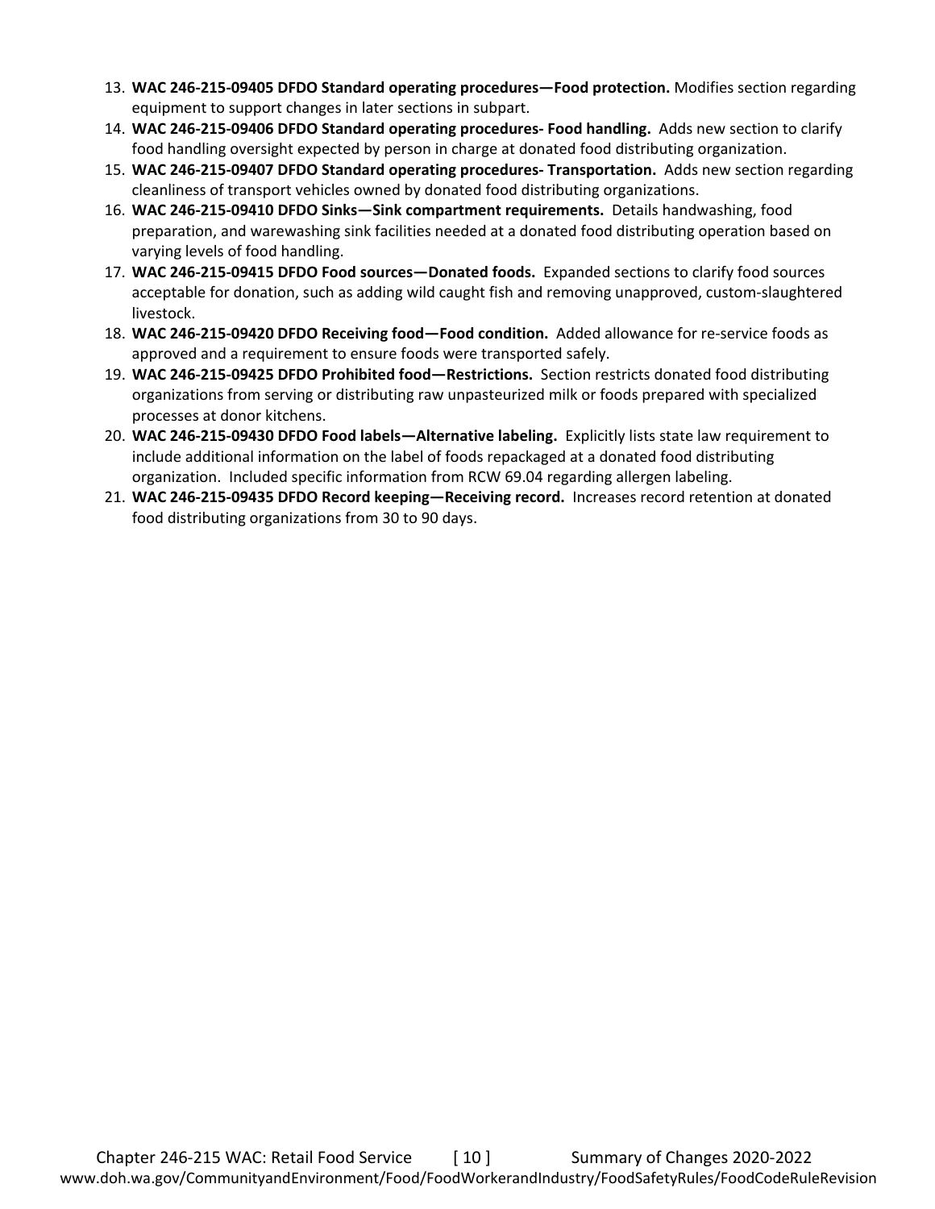13. **WAC 246-215-09405 DFDO Standard operating procedures—Food protection.** Modifies section regarding equipment to support changes in later sections in subpart.
14. **WAC 246-215-09406 DFDO Standard operating procedures- Food handling.** Adds new section to clarify food handling oversight expected by person in charge at donated food distributing organization.
15. **WAC 246-215-09407 DFDO Standard operating procedures- Transportation.** Adds new section regarding cleanliness of transport vehicles owned by donated food distributing organizations.
16. **WAC 246-215-09410 DFDO Sinks—Sink compartment requirements.** Details handwashing, food preparation, and warewashing sink facilities needed at a donated food distributing operation based on varying levels of food handling.
17. **WAC 246-215-09415 DFDO Food sources—Donated foods.** Expanded sections to clarify food sources acceptable for donation, such as adding wild caught fish and removing unapproved, custom-slaughtered livestock.
18. **WAC 246-215-09420 DFDO Receiving food—Food condition.** Added allowance for re-service foods as approved and a requirement to ensure foods were transported safely.
19. **WAC 246-215-09425 DFDO Prohibited food—Restrictions.** Section restricts donated food distributing organizations from serving or distributing raw unpasteurized milk or foods prepared with specialized processes at donor kitchens.
20. **WAC 246-215-09430 DFDO Food labels—Alternative labeling.** Explicitly lists state law requirement to include additional information on the label of foods repackaged at a donated food distributing organization. Included specific information from RCW 69.04 regarding allergen labeling.
21. **WAC 246-215-09435 DFDO Record keeping—Receiving record.** Increases record retention at donated food distributing organizations from 30 to 90 days.